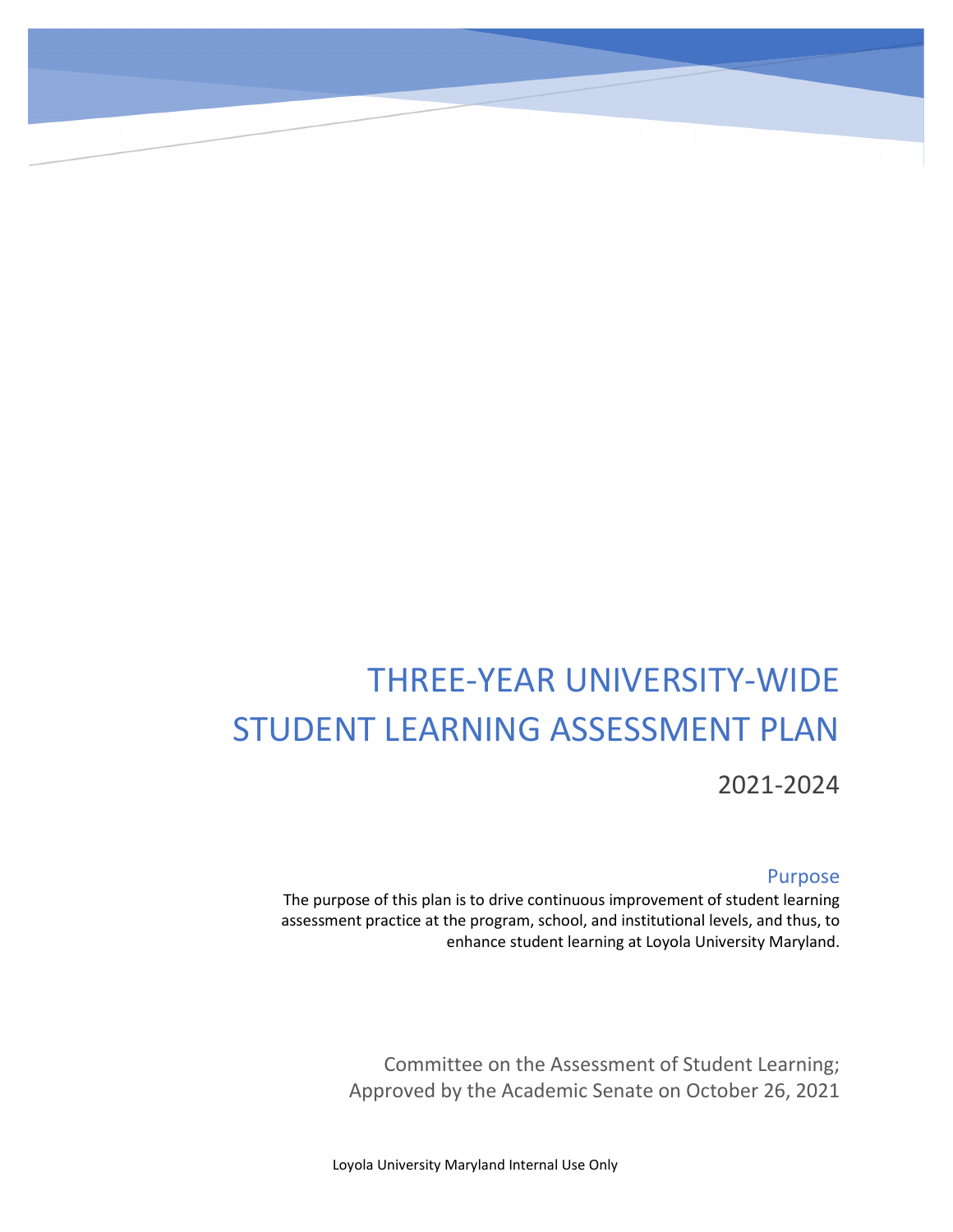# THREE-YEAR UNIVERSITY-WIDE STUDENT LEARNING ASSESSMENT PLAN

2021-2024

## Purpose

The purpose of this plan is to drive continuous improvement of student learning assessment practice at the program, school, and institutional levels, and thus, to enhance student learning at Loyola University Maryland.

Committee on the Assessment of Student Learning;
Approved by the Academic Senate on October 26, 2021

Loyola University Maryland Internal Use Only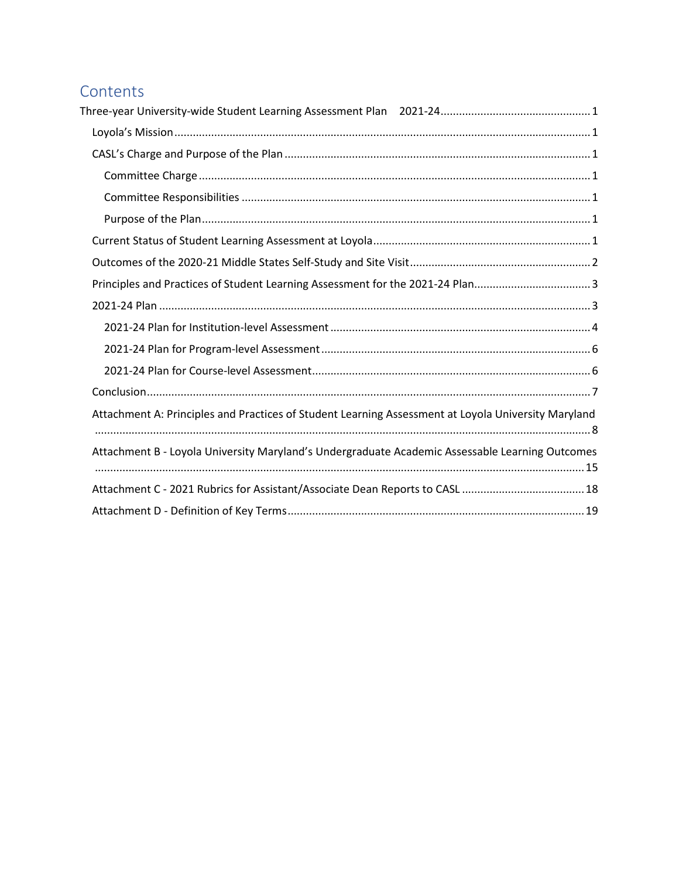# Contents

- Three-year University-wide Student Learning Assessment Plan 2021-24 .......... 1
  - Loyola's Mission .......... 1
  - CASL's Charge and Purpose of the Plan .......... 1
    - Committee Charge .......... 1
    - Committee Responsibilities .......... 1
    - Purpose of the Plan .......... 1
  - Current Status of Student Learning Assessment at Loyola .......... 1
  - Outcomes of the 2020-21 Middle States Self-Study and Site Visit .......... 2
  - Principles and Practices of Student Learning Assessment for the 2021-24 Plan .......... 3
  - 2021-24 Plan .......... 3
    - 2021-24 Plan for Institution-level Assessment .......... 4
    - 2021-24 Plan for Program-level Assessment .......... 6
    - 2021-24 Plan for Course-level Assessment .......... 6
  - Conclusion .......... 7
  - Attachment A: Principles and Practices of Student Learning Assessment at Loyola University Maryland .......... 8
  - Attachment B - Loyola University Maryland's Undergraduate Academic Assessable Learning Outcomes .......... 15
  - Attachment C - 2021 Rubrics for Assistant/Associate Dean Reports to CASL .......... 18
  - Attachment D - Definition of Key Terms .......... 19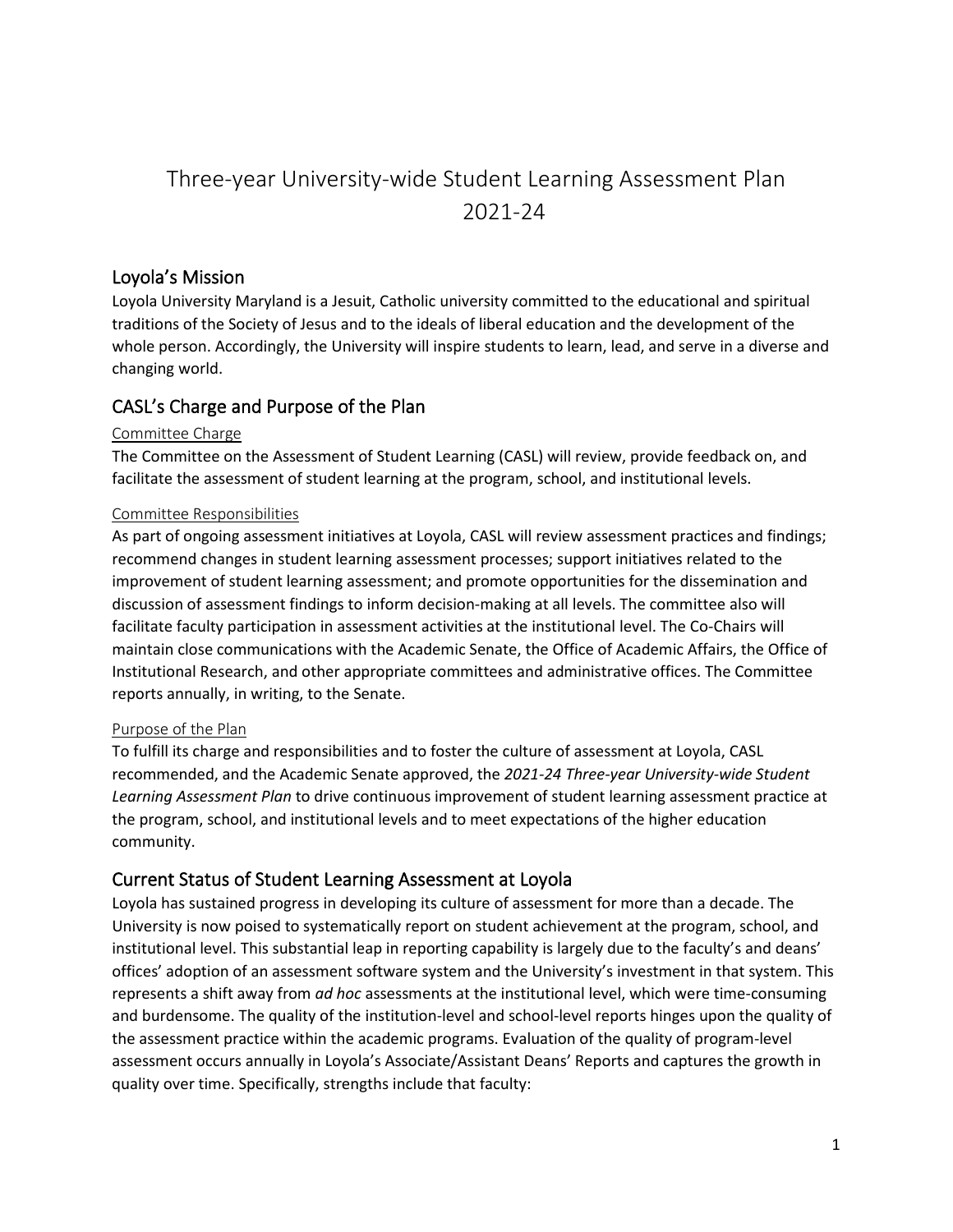# Three-year University-wide Student Learning Assessment Plan 2021-24

## Loyola's Mission

Loyola University Maryland is a Jesuit, Catholic university committed to the educational and spiritual traditions of the Society of Jesus and to the ideals of liberal education and the development of the whole person. Accordingly, the University will inspire students to learn, lead, and serve in a diverse and changing world.

## CASL's Charge and Purpose of the Plan

### Committee Charge

The Committee on the Assessment of Student Learning (CASL) will review, provide feedback on, and facilitate the assessment of student learning at the program, school, and institutional levels.

### Committee Responsibilities

As part of ongoing assessment initiatives at Loyola, CASL will review assessment practices and findings; recommend changes in student learning assessment processes; support initiatives related to the improvement of student learning assessment; and promote opportunities for the dissemination and discussion of assessment findings to inform decision-making at all levels. The committee also will facilitate faculty participation in assessment activities at the institutional level. The Co-Chairs will maintain close communications with the Academic Senate, the Office of Academic Affairs, the Office of Institutional Research, and other appropriate committees and administrative offices. The Committee reports annually, in writing, to the Senate.

### Purpose of the Plan

To fulfill its charge and responsibilities and to foster the culture of assessment at Loyola, CASL recommended, and the Academic Senate approved, the *2021-24 Three-year University-wide Student Learning Assessment Plan* to drive continuous improvement of student learning assessment practice at the program, school, and institutional levels and to meet expectations of the higher education community.

## Current Status of Student Learning Assessment at Loyola

Loyola has sustained progress in developing its culture of assessment for more than a decade. The University is now poised to systematically report on student achievement at the program, school, and institutional level. This substantial leap in reporting capability is largely due to the faculty's and deans' offices' adoption of an assessment software system and the University's investment in that system. This represents a shift away from *ad hoc* assessments at the institutional level, which were time-consuming and burdensome. The quality of the institution-level and school-level reports hinges upon the quality of the assessment practice within the academic programs. Evaluation of the quality of program-level assessment occurs annually in Loyola's Associate/Assistant Deans' Reports and captures the growth in quality over time. Specifically, strengths include that faculty: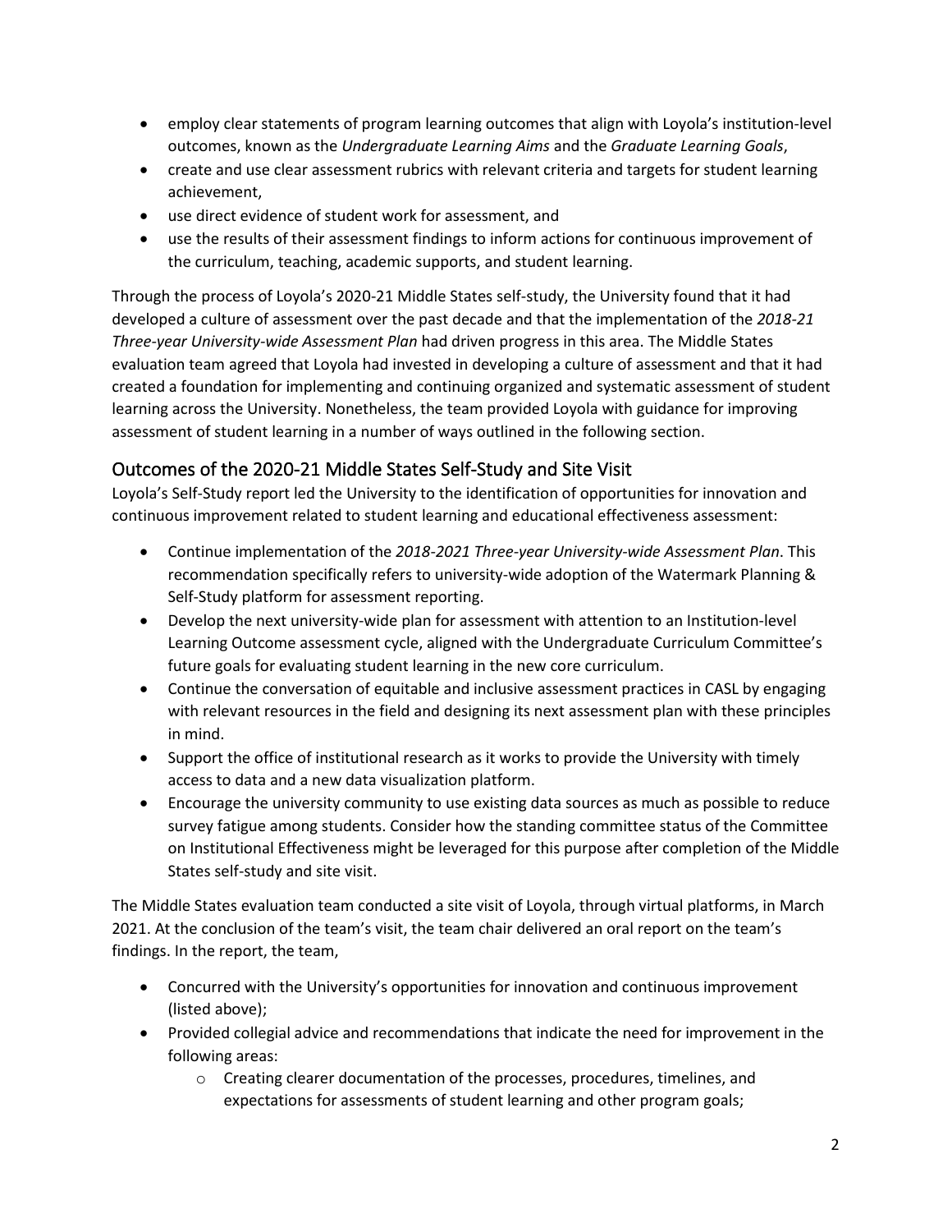- employ clear statements of program learning outcomes that align with Loyola's institution-level outcomes, known as the *Undergraduate Learning Aims* and the *Graduate Learning Goals*,
- create and use clear assessment rubrics with relevant criteria and targets for student learning achievement,
- use direct evidence of student work for assessment, and
- use the results of their assessment findings to inform actions for continuous improvement of the curriculum, teaching, academic supports, and student learning.

Through the process of Loyola's 2020-21 Middle States self-study, the University found that it had developed a culture of assessment over the past decade and that the implementation of the *2018-21 Three-year University-wide Assessment Plan* had driven progress in this area. The Middle States evaluation team agreed that Loyola had invested in developing a culture of assessment and that it had created a foundation for implementing and continuing organized and systematic assessment of student learning across the University. Nonetheless, the team provided Loyola with guidance for improving assessment of student learning in a number of ways outlined in the following section.

## Outcomes of the 2020-21 Middle States Self-Study and Site Visit

Loyola's Self-Study report led the University to the identification of opportunities for innovation and continuous improvement related to student learning and educational effectiveness assessment:

- Continue implementation of the *2018-2021 Three-year University-wide Assessment Plan*. This recommendation specifically refers to university-wide adoption of the Watermark Planning & Self-Study platform for assessment reporting.
- Develop the next university-wide plan for assessment with attention to an Institution-level Learning Outcome assessment cycle, aligned with the Undergraduate Curriculum Committee's future goals for evaluating student learning in the new core curriculum.
- Continue the conversation of equitable and inclusive assessment practices in CASL by engaging with relevant resources in the field and designing its next assessment plan with these principles in mind.
- Support the office of institutional research as it works to provide the University with timely access to data and a new data visualization platform.
- Encourage the university community to use existing data sources as much as possible to reduce survey fatigue among students. Consider how the standing committee status of the Committee on Institutional Effectiveness might be leveraged for this purpose after completion of the Middle States self-study and site visit.

The Middle States evaluation team conducted a site visit of Loyola, through virtual platforms, in March 2021. At the conclusion of the team's visit, the team chair delivered an oral report on the team's findings. In the report, the team,

- Concurred with the University's opportunities for innovation and continuous improvement (listed above);
- Provided collegial advice and recommendations that indicate the need for improvement in the following areas:
    - Creating clearer documentation of the processes, procedures, timelines, and expectations for assessments of student learning and other program goals;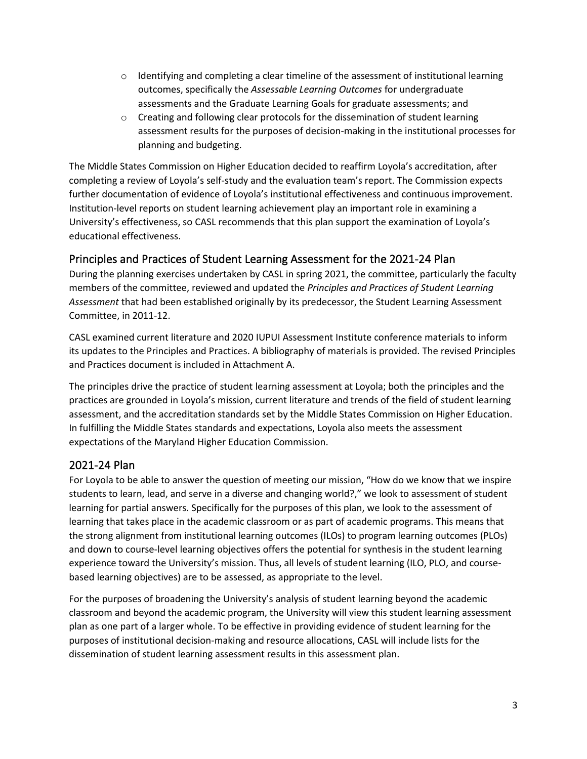- Identifying and completing a clear timeline of the assessment of institutional learning outcomes, specifically the *Assessable Learning Outcomes* for undergraduate assessments and the Graduate Learning Goals for graduate assessments; and
- Creating and following clear protocols for the dissemination of student learning assessment results for the purposes of decision-making in the institutional processes for planning and budgeting.

The Middle States Commission on Higher Education decided to reaffirm Loyola's accreditation, after completing a review of Loyola's self-study and the evaluation team's report. The Commission expects further documentation of evidence of Loyola's institutional effectiveness and continuous improvement. Institution-level reports on student learning achievement play an important role in examining a University's effectiveness, so CASL recommends that this plan support the examination of Loyola's educational effectiveness.

## Principles and Practices of Student Learning Assessment for the 2021-24 Plan

During the planning exercises undertaken by CASL in spring 2021, the committee, particularly the faculty members of the committee, reviewed and updated the *Principles and Practices of Student Learning Assessment* that had been established originally by its predecessor, the Student Learning Assessment Committee, in 2011-12.

CASL examined current literature and 2020 IUPUI Assessment Institute conference materials to inform its updates to the Principles and Practices. A bibliography of materials is provided. The revised Principles and Practices document is included in Attachment A.

The principles drive the practice of student learning assessment at Loyola; both the principles and the practices are grounded in Loyola's mission, current literature and trends of the field of student learning assessment, and the accreditation standards set by the Middle States Commission on Higher Education. In fulfilling the Middle States standards and expectations, Loyola also meets the assessment expectations of the Maryland Higher Education Commission.

## 2021-24 Plan

For Loyola to be able to answer the question of meeting our mission, "How do we know that we inspire students to learn, lead, and serve in a diverse and changing world?," we look to assessment of student learning for partial answers. Specifically for the purposes of this plan, we look to the assessment of learning that takes place in the academic classroom or as part of academic programs. This means that the strong alignment from institutional learning outcomes (ILOs) to program learning outcomes (PLOs) and down to course-level learning objectives offers the potential for synthesis in the student learning experience toward the University's mission. Thus, all levels of student learning (ILO, PLO, and course-based learning objectives) are to be assessed, as appropriate to the level.

For the purposes of broadening the University's analysis of student learning beyond the academic classroom and beyond the academic program, the University will view this student learning assessment plan as one part of a larger whole. To be effective in providing evidence of student learning for the purposes of institutional decision-making and resource allocations, CASL will include lists for the dissemination of student learning assessment results in this assessment plan.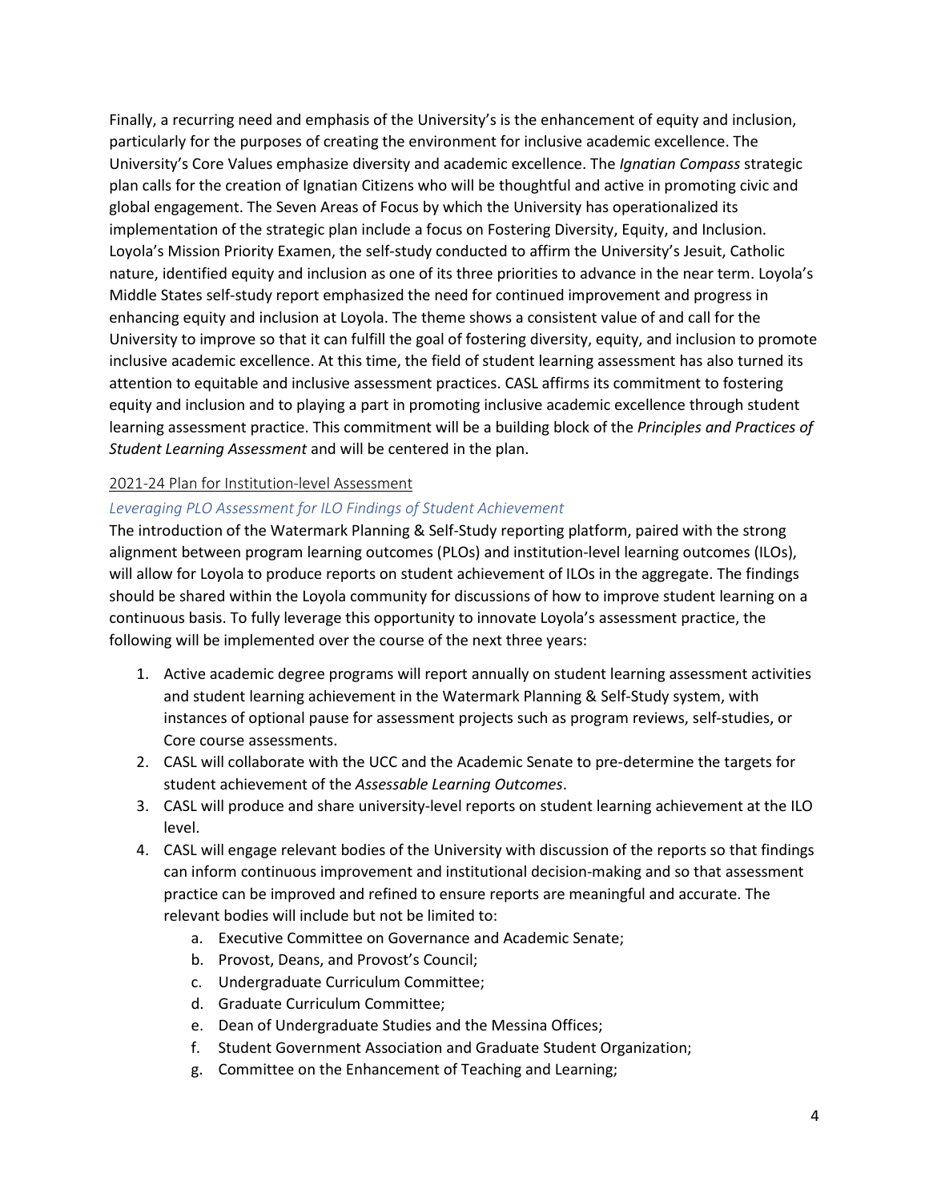Finally, a recurring need and emphasis of the University's is the enhancement of equity and inclusion, particularly for the purposes of creating the environment for inclusive academic excellence. The University's Core Values emphasize diversity and academic excellence. The *Ignatian Compass* strategic plan calls for the creation of Ignatian Citizens who will be thoughtful and active in promoting civic and global engagement. The Seven Areas of Focus by which the University has operationalized its implementation of the strategic plan include a focus on Fostering Diversity, Equity, and Inclusion. Loyola's Mission Priority Examen, the self-study conducted to affirm the University's Jesuit, Catholic nature, identified equity and inclusion as one of its three priorities to advance in the near term. Loyola's Middle States self-study report emphasized the need for continued improvement and progress in enhancing equity and inclusion at Loyola. The theme shows a consistent value of and call for the University to improve so that it can fulfill the goal of fostering diversity, equity, and inclusion to promote inclusive academic excellence. At this time, the field of student learning assessment has also turned its attention to equitable and inclusive assessment practices. CASL affirms its commitment to fostering equity and inclusion and to playing a part in promoting inclusive academic excellence through student learning assessment practice. This commitment will be a building block of the *Principles and Practices of Student Learning Assessment* and will be centered in the plan.

## 2021-24 Plan for Institution-level Assessment

### *Leveraging PLO Assessment for ILO Findings of Student Achievement*

The introduction of the Watermark Planning & Self-Study reporting platform, paired with the strong alignment between program learning outcomes (PLOs) and institution-level learning outcomes (ILOs), will allow for Loyola to produce reports on student achievement of ILOs in the aggregate. The findings should be shared within the Loyola community for discussions of how to improve student learning on a continuous basis. To fully leverage this opportunity to innovate Loyola's assessment practice, the following will be implemented over the course of the next three years:

1. Active academic degree programs will report annually on student learning assessment activities and student learning achievement in the Watermark Planning & Self-Study system, with instances of optional pause for assessment projects such as program reviews, self-studies, or Core course assessments.
2. CASL will collaborate with the UCC and the Academic Senate to pre-determine the targets for student achievement of the *Assessable Learning Outcomes*.
3. CASL will produce and share university-level reports on student learning achievement at the ILO level.
4. CASL will engage relevant bodies of the University with discussion of the reports so that findings can inform continuous improvement and institutional decision-making and so that assessment practice can be improved and refined to ensure reports are meaningful and accurate. The relevant bodies will include but not be limited to:
    a. Executive Committee on Governance and Academic Senate;
    b. Provost, Deans, and Provost's Council;
    c. Undergraduate Curriculum Committee;
    d. Graduate Curriculum Committee;
    e. Dean of Undergraduate Studies and the Messina Offices;
    f. Student Government Association and Graduate Student Organization;
    g. Committee on the Enhancement of Teaching and Learning;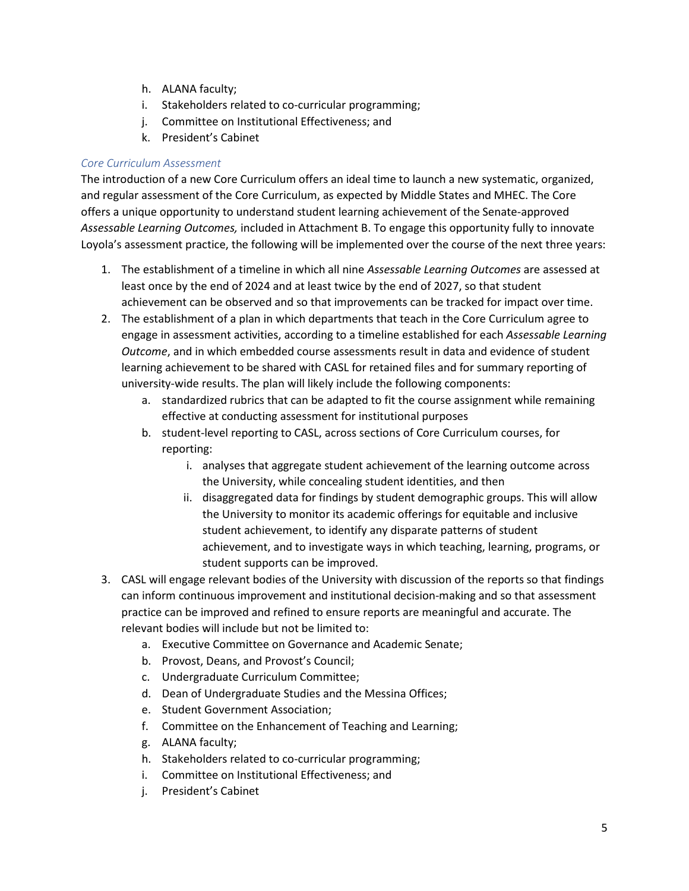h. ALANA faculty;
i. Stakeholders related to co-curricular programming;
j. Committee on Institutional Effectiveness; and
k. President's Cabinet

### *Core Curriculum Assessment*

The introduction of a new Core Curriculum offers an ideal time to launch a new systematic, organized, and regular assessment of the Core Curriculum, as expected by Middle States and MHEC. The Core offers a unique opportunity to understand student learning achievement of the Senate-approved *Assessable Learning Outcomes,* included in Attachment B. To engage this opportunity fully to innovate Loyola's assessment practice, the following will be implemented over the course of the next three years:

1. The establishment of a timeline in which all nine *Assessable Learning Outcomes* are assessed at least once by the end of 2024 and at least twice by the end of 2027, so that student achievement can be observed and so that improvements can be tracked for impact over time.
2. The establishment of a plan in which departments that teach in the Core Curriculum agree to engage in assessment activities, according to a timeline established for each *Assessable Learning Outcome*, and in which embedded course assessments result in data and evidence of student learning achievement to be shared with CASL for retained files and for summary reporting of university-wide results. The plan will likely include the following components:
   a. standardized rubrics that can be adapted to fit the course assignment while remaining effective at conducting assessment for institutional purposes
   b. student-level reporting to CASL, across sections of Core Curriculum courses, for reporting:
      i. analyses that aggregate student achievement of the learning outcome across the University, while concealing student identities, and then
      ii. disaggregated data for findings by student demographic groups. This will allow the University to monitor its academic offerings for equitable and inclusive student achievement, to identify any disparate patterns of student achievement, and to investigate ways in which teaching, learning, programs, or student supports can be improved.
3. CASL will engage relevant bodies of the University with discussion of the reports so that findings can inform continuous improvement and institutional decision-making and so that assessment practice can be improved and refined to ensure reports are meaningful and accurate. The relevant bodies will include but not be limited to:
   a. Executive Committee on Governance and Academic Senate;
   b. Provost, Deans, and Provost's Council;
   c. Undergraduate Curriculum Committee;
   d. Dean of Undergraduate Studies and the Messina Offices;
   e. Student Government Association;
   f. Committee on the Enhancement of Teaching and Learning;
   g. ALANA faculty;
   h. Stakeholders related to co-curricular programming;
   i. Committee on Institutional Effectiveness; and
   j. President's Cabinet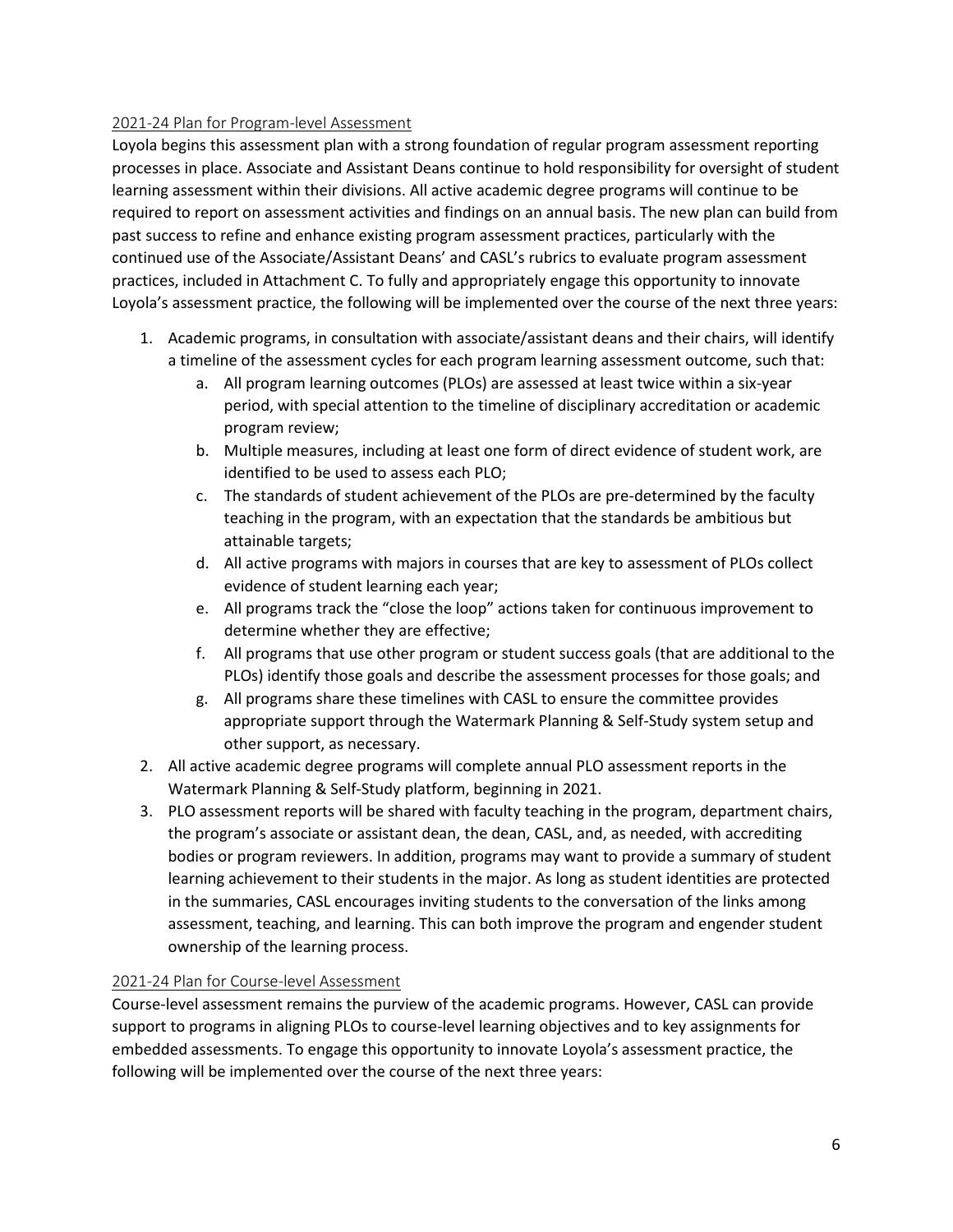## 2021-24 Plan for Program-level Assessment

Loyola begins this assessment plan with a strong foundation of regular program assessment reporting processes in place. Associate and Assistant Deans continue to hold responsibility for oversight of student learning assessment within their divisions. All active academic degree programs will continue to be required to report on assessment activities and findings on an annual basis. The new plan can build from past success to refine and enhance existing program assessment practices, particularly with the continued use of the Associate/Assistant Deans' and CASL's rubrics to evaluate program assessment practices, included in Attachment C. To fully and appropriately engage this opportunity to innovate Loyola's assessment practice, the following will be implemented over the course of the next three years:

1. Academic programs, in consultation with associate/assistant deans and their chairs, will identify a timeline of the assessment cycles for each program learning assessment outcome, such that:
    a. All program learning outcomes (PLOs) are assessed at least twice within a six-year period, with special attention to the timeline of disciplinary accreditation or academic program review;
    b. Multiple measures, including at least one form of direct evidence of student work, are identified to be used to assess each PLO;
    c. The standards of student achievement of the PLOs are pre-determined by the faculty teaching in the program, with an expectation that the standards be ambitious but attainable targets;
    d. All active programs with majors in courses that are key to assessment of PLOs collect evidence of student learning each year;
    e. All programs track the "close the loop" actions taken for continuous improvement to determine whether they are effective;
    f. All programs that use other program or student success goals (that are additional to the PLOs) identify those goals and describe the assessment processes for those goals; and
    g. All programs share these timelines with CASL to ensure the committee provides appropriate support through the Watermark Planning & Self-Study system setup and other support, as necessary.
2. All active academic degree programs will complete annual PLO assessment reports in the Watermark Planning & Self-Study platform, beginning in 2021.
3. PLO assessment reports will be shared with faculty teaching in the program, department chairs, the program's associate or assistant dean, the dean, CASL, and, as needed, with accrediting bodies or program reviewers. In addition, programs may want to provide a summary of student learning achievement to their students in the major. As long as student identities are protected in the summaries, CASL encourages inviting students to the conversation of the links among assessment, teaching, and learning. This can both improve the program and engender student ownership of the learning process.

## 2021-24 Plan for Course-level Assessment

Course-level assessment remains the purview of the academic programs. However, CASL can provide support to programs in aligning PLOs to course-level learning objectives and to key assignments for embedded assessments. To engage this opportunity to innovate Loyola's assessment practice, the following will be implemented over the course of the next three years: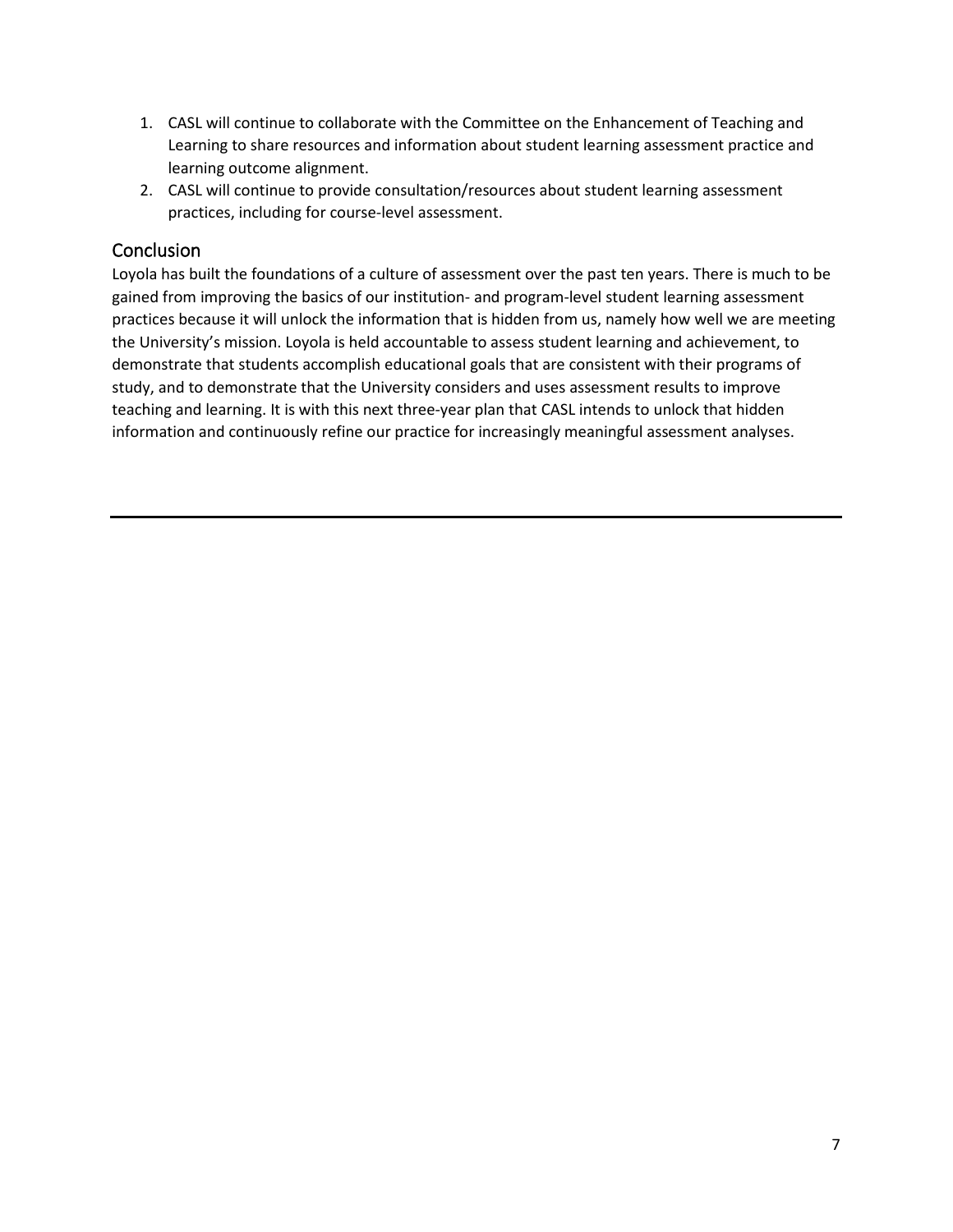1. CASL will continue to collaborate with the Committee on the Enhancement of Teaching and Learning to share resources and information about student learning assessment practice and learning outcome alignment.
2. CASL will continue to provide consultation/resources about student learning assessment practices, including for course-level assessment.

## Conclusion

Loyola has built the foundations of a culture of assessment over the past ten years. There is much to be gained from improving the basics of our institution- and program-level student learning assessment practices because it will unlock the information that is hidden from us, namely how well we are meeting the University's mission. Loyola is held accountable to assess student learning and achievement, to demonstrate that students accomplish educational goals that are consistent with their programs of study, and to demonstrate that the University considers and uses assessment results to improve teaching and learning. It is with this next three-year plan that CASL intends to unlock that hidden information and continuously refine our practice for increasingly meaningful assessment analyses.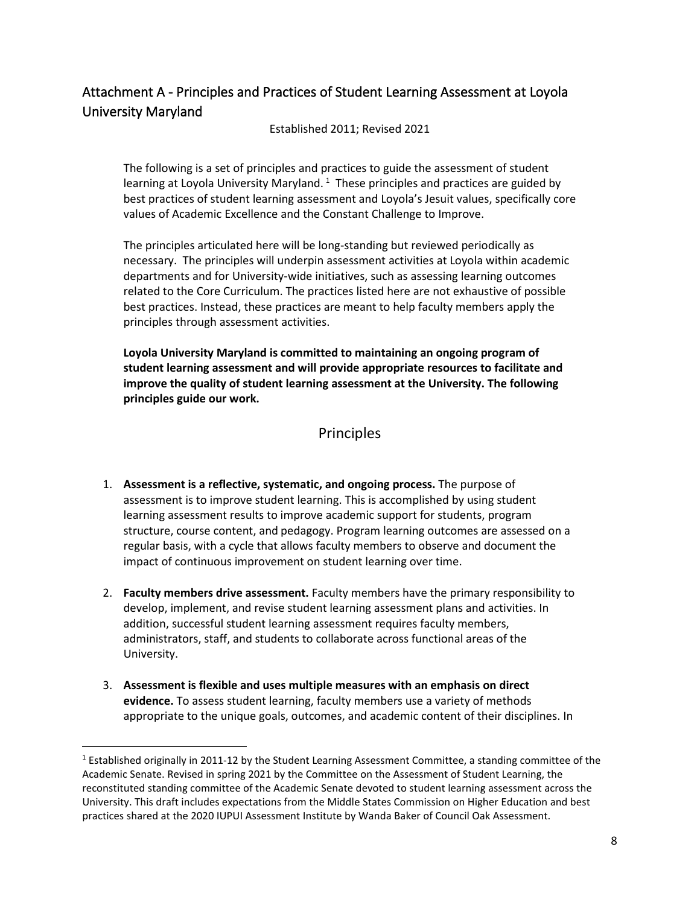## Attachment A - Principles and Practices of Student Learning Assessment at Loyola University Maryland

Established 2011; Revised 2021

The following is a set of principles and practices to guide the assessment of student learning at Loyola University Maryland.[1] These principles and practices are guided by best practices of student learning assessment and Loyola's Jesuit values, specifically core values of Academic Excellence and the Constant Challenge to Improve.

The principles articulated here will be long-standing but reviewed periodically as necessary. The principles will underpin assessment activities at Loyola within academic departments and for University-wide initiatives, such as assessing learning outcomes related to the Core Curriculum. The practices listed here are not exhaustive of possible best practices. Instead, these practices are meant to help faculty members apply the principles through assessment activities.

**Loyola University Maryland is committed to maintaining an ongoing program of student learning assessment and will provide appropriate resources to facilitate and improve the quality of student learning assessment at the University. The following principles guide our work.**

### Principles

1. **Assessment is a reflective, systematic, and ongoing process.** The purpose of assessment is to improve student learning. This is accomplished by using student learning assessment results to improve academic support for students, program structure, course content, and pedagogy. Program learning outcomes are assessed on a regular basis, with a cycle that allows faculty members to observe and document the impact of continuous improvement on student learning over time.

2. **Faculty members drive assessment.** Faculty members have the primary responsibility to develop, implement, and revise student learning assessment plans and activities. In addition, successful student learning assessment requires faculty members, administrators, staff, and students to collaborate across functional areas of the University.

3. **Assessment is flexible and uses multiple measures with an emphasis on direct evidence.** To assess student learning, faculty members use a variety of methods appropriate to the unique goals, outcomes, and academic content of their disciplines. In

[1] Established originally in 2011-12 by the Student Learning Assessment Committee, a standing committee of the Academic Senate. Revised in spring 2021 by the Committee on the Assessment of Student Learning, the reconstituted standing committee of the Academic Senate devoted to student learning assessment across the University. This draft includes expectations from the Middle States Commission on Higher Education and best practices shared at the 2020 IUPUI Assessment Institute by Wanda Baker of Council Oak Assessment.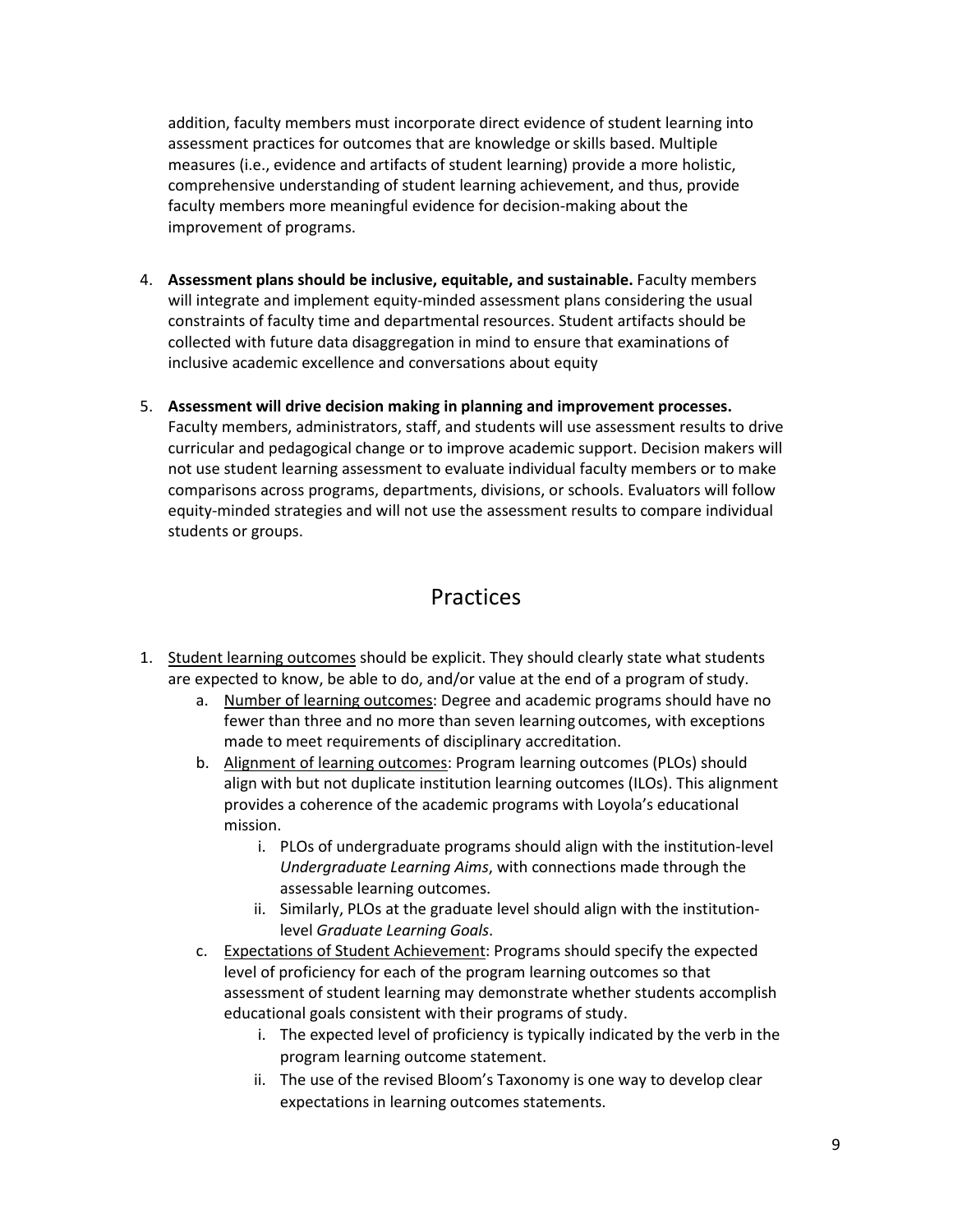addition, faculty members must incorporate direct evidence of student learning into assessment practices for outcomes that are knowledge or skills based. Multiple measures (i.e., evidence and artifacts of student learning) provide a more holistic, comprehensive understanding of student learning achievement, and thus, provide faculty members more meaningful evidence for decision-making about the improvement of programs.

4. **Assessment plans should be inclusive, equitable, and sustainable.** Faculty members will integrate and implement equity-minded assessment plans considering the usual constraints of faculty time and departmental resources. Student artifacts should be collected with future data disaggregation in mind to ensure that examinations of inclusive academic excellence and conversations about equity

5. **Assessment will drive decision making in planning and improvement processes.** Faculty members, administrators, staff, and students will use assessment results to drive curricular and pedagogical change or to improve academic support. Decision makers will not use student learning assessment to evaluate individual faculty members or to make comparisons across programs, departments, divisions, or schools. Evaluators will follow equity-minded strategies and will not use the assessment results to compare individual students or groups.

## Practices

1. Student learning outcomes should be explicit. They should clearly state what students are expected to know, be able to do, and/or value at the end of a program of study.
   a. Number of learning outcomes: Degree and academic programs should have no fewer than three and no more than seven learning outcomes, with exceptions made to meet requirements of disciplinary accreditation.
   b. Alignment of learning outcomes: Program learning outcomes (PLOs) should align with but not duplicate institution learning outcomes (ILOs). This alignment provides a coherence of the academic programs with Loyola's educational mission.
      i. PLOs of undergraduate programs should align with the institution-level *Undergraduate Learning Aims*, with connections made through the assessable learning outcomes.
      ii. Similarly, PLOs at the graduate level should align with the institution-level *Graduate Learning Goals*.
   c. Expectations of Student Achievement: Programs should specify the expected level of proficiency for each of the program learning outcomes so that assessment of student learning may demonstrate whether students accomplish educational goals consistent with their programs of study.
      i. The expected level of proficiency is typically indicated by the verb in the program learning outcome statement.
      ii. The use of the revised Bloom's Taxonomy is one way to develop clear expectations in learning outcomes statements.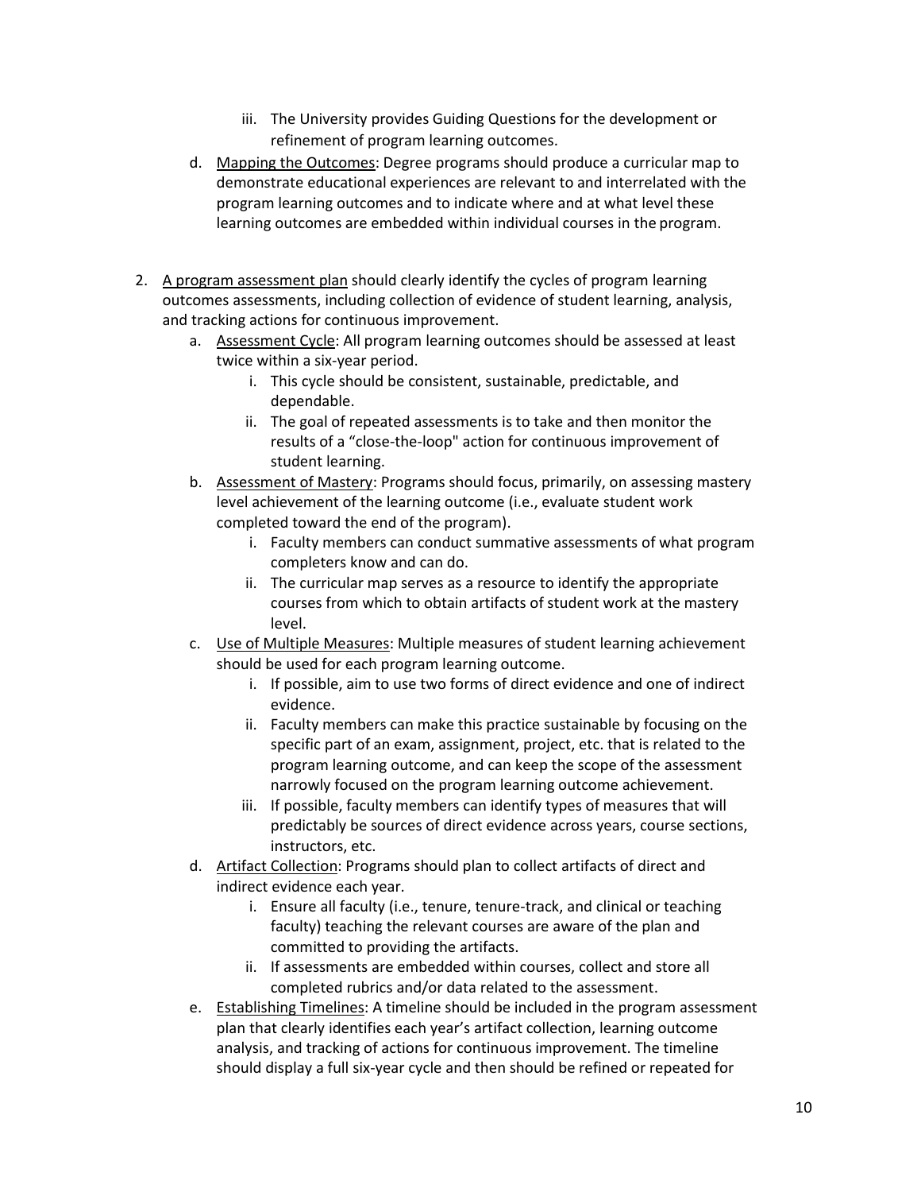iii. The University provides Guiding Questions for the development or refinement of program learning outcomes.

   d. <u>Mapping the Outcomes</u>: Degree programs should produce a curricular map to demonstrate educational experiences are relevant to and interrelated with the program learning outcomes and to indicate where and at what level these learning outcomes are embedded within individual courses in the program.

2. <u>A program assessment plan</u> should clearly identify the cycles of program learning outcomes assessments, including collection of evidence of student learning, analysis, and tracking actions for continuous improvement.
   a. <u>Assessment Cycle</u>: All program learning outcomes should be assessed at least twice within a six-year period.
      i. This cycle should be consistent, sustainable, predictable, and dependable.
      ii. The goal of repeated assessments is to take and then monitor the results of a "close-the-loop" action for continuous improvement of student learning.
   b. <u>Assessment of Mastery</u>: Programs should focus, primarily, on assessing mastery level achievement of the learning outcome (i.e., evaluate student work completed toward the end of the program).
      i. Faculty members can conduct summative assessments of what program completers know and can do.
      ii. The curricular map serves as a resource to identify the appropriate courses from which to obtain artifacts of student work at the mastery level.
   c. <u>Use of Multiple Measures</u>: Multiple measures of student learning achievement should be used for each program learning outcome.
      i. If possible, aim to use two forms of direct evidence and one of indirect evidence.
      ii. Faculty members can make this practice sustainable by focusing on the specific part of an exam, assignment, project, etc. that is related to the program learning outcome, and can keep the scope of the assessment narrowly focused on the program learning outcome achievement.
      iii. If possible, faculty members can identify types of measures that will predictably be sources of direct evidence across years, course sections, instructors, etc.
   d. <u>Artifact Collection</u>: Programs should plan to collect artifacts of direct and indirect evidence each year.
      i. Ensure all faculty (i.e., tenure, tenure-track, and clinical or teaching faculty) teaching the relevant courses are aware of the plan and committed to providing the artifacts.
      ii. If assessments are embedded within courses, collect and store all completed rubrics and/or data related to the assessment.
   e. <u>Establishing Timelines</u>: A timeline should be included in the program assessment plan that clearly identifies each year's artifact collection, learning outcome analysis, and tracking of actions for continuous improvement. The timeline should display a full six-year cycle and then should be refined or repeated for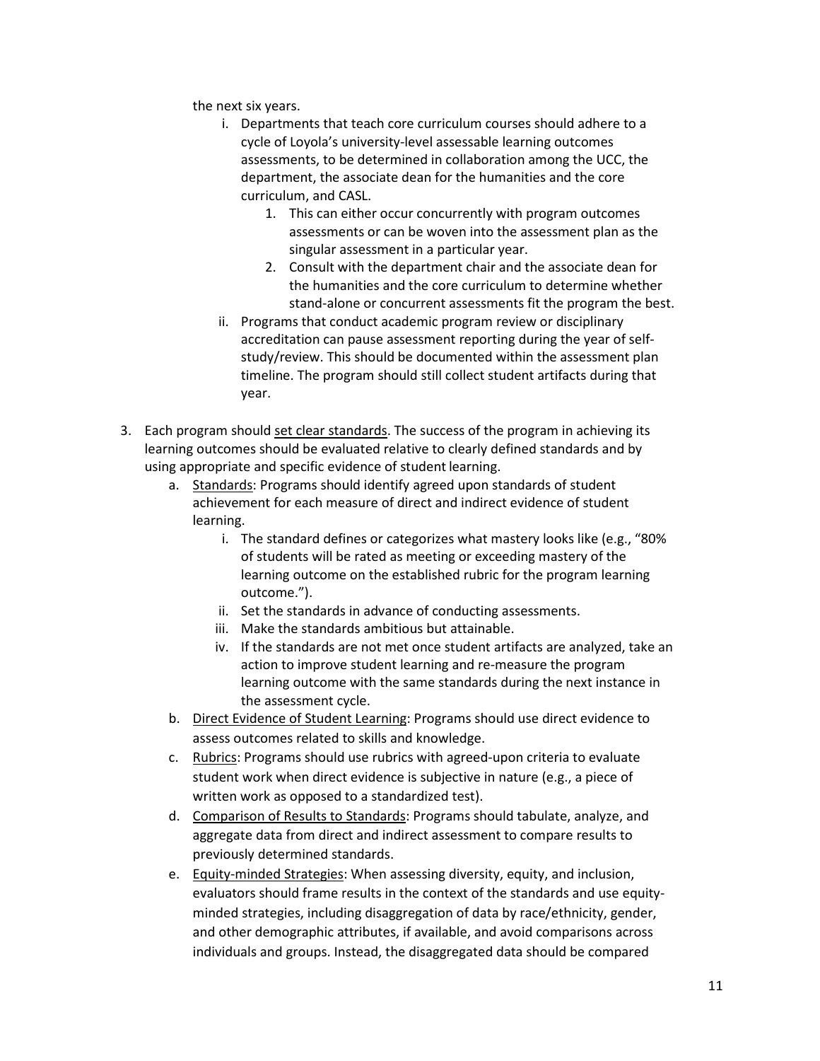the next six years.

   i. Departments that teach core curriculum courses should adhere to a cycle of Loyola's university-level assessable learning outcomes assessments, to be determined in collaboration among the UCC, the department, the associate dean for the humanities and the core curriculum, and CASL.
      1. This can either occur concurrently with program outcomes assessments or can be woven into the assessment plan as the singular assessment in a particular year.
      2. Consult with the department chair and the associate dean for the humanities and the core curriculum to determine whether stand-alone or concurrent assessments fit the program the best.

   ii. Programs that conduct academic program review or disciplinary accreditation can pause assessment reporting during the year of self-study/review. This should be documented within the assessment plan timeline. The program should still collect student artifacts during that year.

3. Each program should <u>set clear standards</u>. The success of the program in achieving its learning outcomes should be evaluated relative to clearly defined standards and by using appropriate and specific evidence of student learning.
   a. <u>Standards</u>: Programs should identify agreed upon standards of student achievement for each measure of direct and indirect evidence of student learning.
      i. The standard defines or categorizes what mastery looks like (e.g., "80% of students will be rated as meeting or exceeding mastery of the learning outcome on the established rubric for the program learning outcome.").
      ii. Set the standards in advance of conducting assessments.
      iii. Make the standards ambitious but attainable.
      iv. If the standards are not met once student artifacts are analyzed, take an action to improve student learning and re-measure the program learning outcome with the same standards during the next instance in the assessment cycle.
   b. <u>Direct Evidence of Student Learning</u>: Programs should use direct evidence to assess outcomes related to skills and knowledge.
   c. <u>Rubrics</u>: Programs should use rubrics with agreed-upon criteria to evaluate student work when direct evidence is subjective in nature (e.g., a piece of written work as opposed to a standardized test).
   d. <u>Comparison of Results to Standards</u>: Programs should tabulate, analyze, and aggregate data from direct and indirect assessment to compare results to previously determined standards.
   e. <u>Equity-minded Strategies</u>: When assessing diversity, equity, and inclusion, evaluators should frame results in the context of the standards and use equity-minded strategies, including disaggregation of data by race/ethnicity, gender, and other demographic attributes, if available, and avoid comparisons across individuals and groups. Instead, the disaggregated data should be compared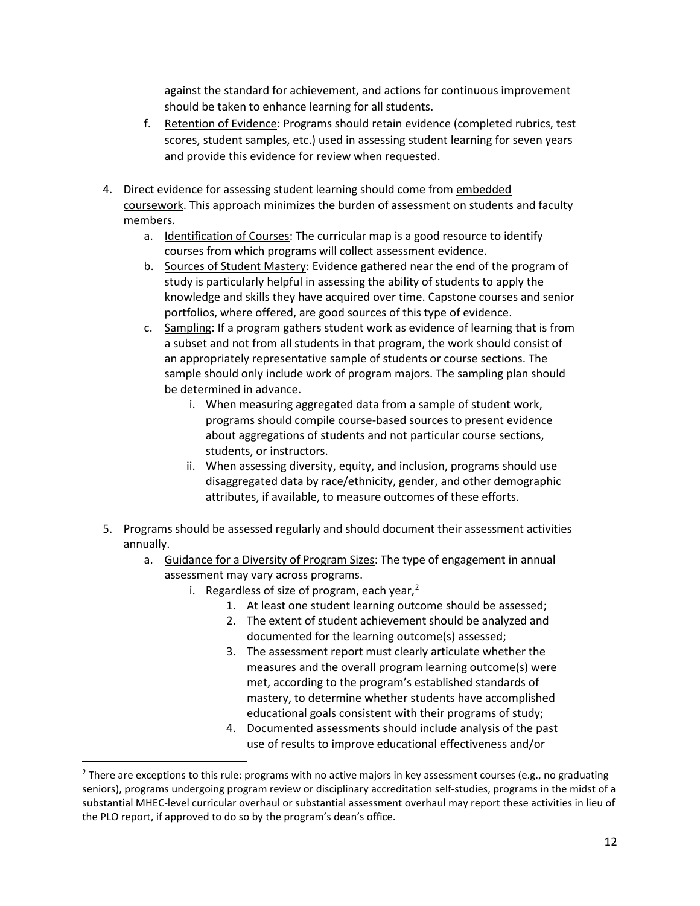against the standard for achievement, and actions for continuous improvement should be taken to enhance learning for all students.

   f. Retention of Evidence: Programs should retain evidence (completed rubrics, test scores, student samples, etc.) used in assessing student learning for seven years and provide this evidence for review when requested.

4. Direct evidence for assessing student learning should come from embedded coursework. This approach minimizes the burden of assessment on students and faculty members.
   a. Identification of Courses: The curricular map is a good resource to identify courses from which programs will collect assessment evidence.
   b. Sources of Student Mastery: Evidence gathered near the end of the program of study is particularly helpful in assessing the ability of students to apply the knowledge and skills they have acquired over time. Capstone courses and senior portfolios, where offered, are good sources of this type of evidence.
   c. Sampling: If a program gathers student work as evidence of learning that is from a subset and not from all students in that program, the work should consist of an appropriately representative sample of students or course sections. The sample should only include work of program majors. The sampling plan should be determined in advance.
      i. When measuring aggregated data from a sample of student work, programs should compile course-based sources to present evidence about aggregations of students and not particular course sections, students, or instructors.
      ii. When assessing diversity, equity, and inclusion, programs should use disaggregated data by race/ethnicity, gender, and other demographic attributes, if available, to measure outcomes of these efforts.

5. Programs should be assessed regularly and should document their assessment activities annually.
   a. Guidance for a Diversity of Program Sizes: The type of engagement in annual assessment may vary across programs.
      i. Regardless of size of program, each year,[2]
         1. At least one student learning outcome should be assessed;
         2. The extent of student achievement should be analyzed and documented for the learning outcome(s) assessed;
         3. The assessment report must clearly articulate whether the measures and the overall program learning outcome(s) were met, according to the program's established standards of mastery, to determine whether students have accomplished educational goals consistent with their programs of study;
         4. Documented assessments should include analysis of the past use of results to improve educational effectiveness and/or

[2] There are exceptions to this rule: programs with no active majors in key assessment courses (e.g., no graduating seniors), programs undergoing program review or disciplinary accreditation self-studies, programs in the midst of a substantial MHEC-level curricular overhaul or substantial assessment overhaul may report these activities in lieu of the PLO report, if approved to do so by the program's dean's office.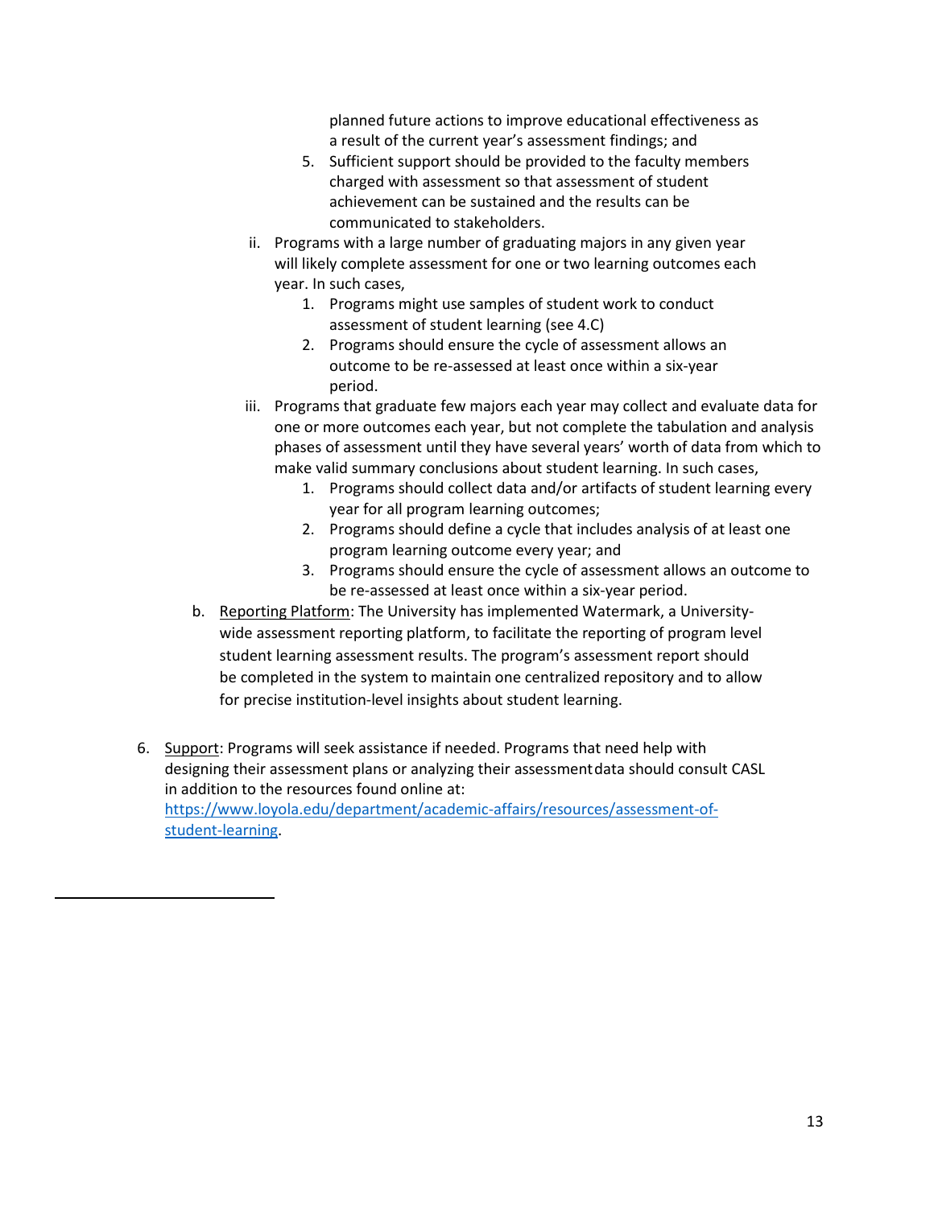planned future actions to improve educational effectiveness as a result of the current year's assessment findings; and

5. Sufficient support should be provided to the faculty members charged with assessment so that assessment of student achievement can be sustained and the results can be communicated to stakeholders.

ii. Programs with a large number of graduating majors in any given year will likely complete assessment for one or two learning outcomes each year. In such cases,

1. Programs might use samples of student work to conduct assessment of student learning (see 4.C)
2. Programs should ensure the cycle of assessment allows an outcome to be re-assessed at least once within a six-year period.

iii. Programs that graduate few majors each year may collect and evaluate data for one or more outcomes each year, but not complete the tabulation and analysis phases of assessment until they have several years' worth of data from which to make valid summary conclusions about student learning. In such cases,

1. Programs should collect data and/or artifacts of student learning every year for all program learning outcomes;
2. Programs should define a cycle that includes analysis of at least one program learning outcome every year; and
3. Programs should ensure the cycle of assessment allows an outcome to be re-assessed at least once within a six-year period.

b. Reporting Platform: The University has implemented Watermark, a University-wide assessment reporting platform, to facilitate the reporting of program level student learning assessment results. The program's assessment report should be completed in the system to maintain one centralized repository and to allow for precise institution-level insights about student learning.

6. Support: Programs will seek assistance if needed. Programs that need help with designing their assessment plans or analyzing their assessment data should consult CASL in addition to the resources found online at: [https://www.loyola.edu/department/academic-affairs/resources/assessment-of-student-learning](https://www.loyola.edu/department/academic-affairs/resources/assessment-of-student-learning).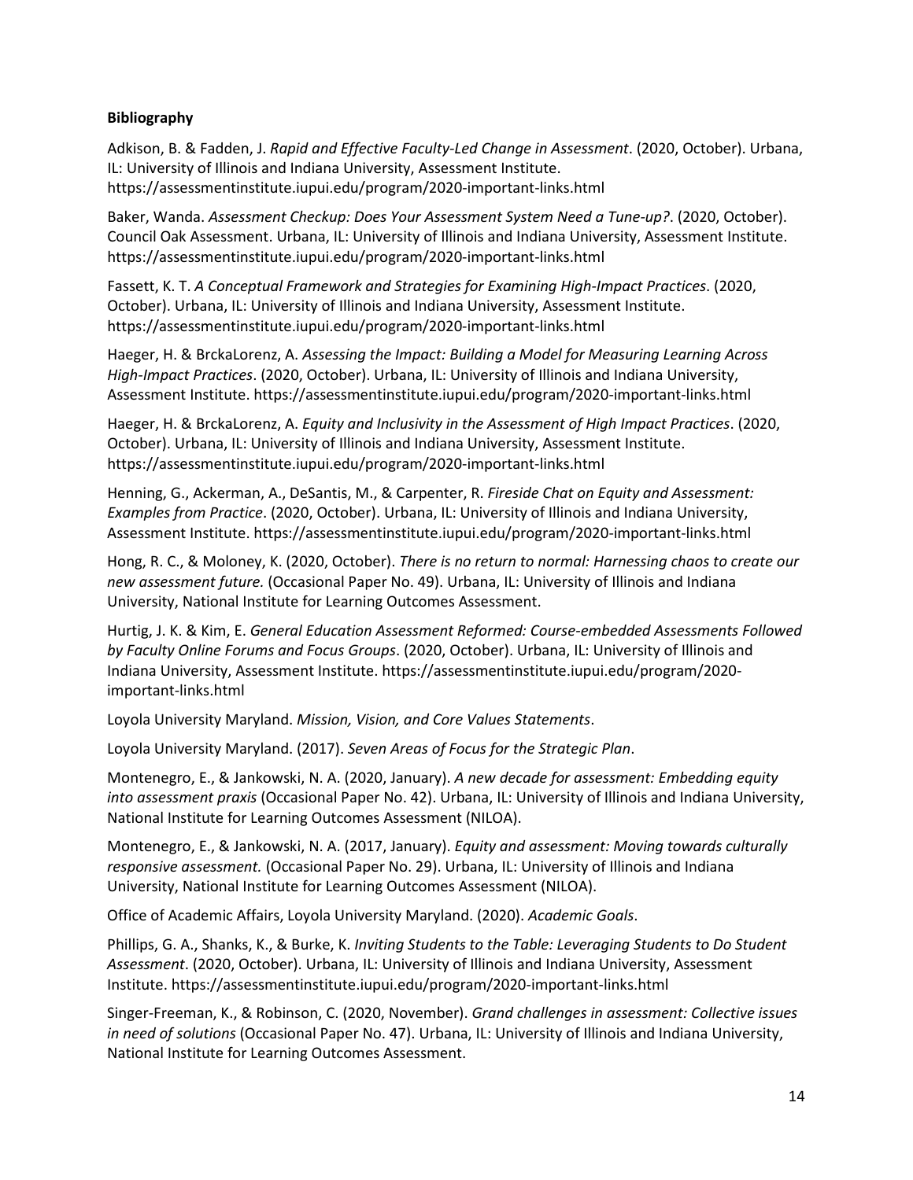**Bibliography**

Adkison, B. & Fadden, J. *Rapid and Effective Faculty-Led Change in Assessment*. (2020, October). Urbana, IL: University of Illinois and Indiana University, Assessment Institute. https://assessmentinstitute.iupui.edu/program/2020-important-links.html

Baker, Wanda. *Assessment Checkup: Does Your Assessment System Need a Tune-up?*. (2020, October). Council Oak Assessment. Urbana, IL: University of Illinois and Indiana University, Assessment Institute. https://assessmentinstitute.iupui.edu/program/2020-important-links.html

Fassett, K. T. *A Conceptual Framework and Strategies for Examining High-Impact Practices*. (2020, October). Urbana, IL: University of Illinois and Indiana University, Assessment Institute. https://assessmentinstitute.iupui.edu/program/2020-important-links.html

Haeger, H. & BrckaLorenz, A. *Assessing the Impact: Building a Model for Measuring Learning Across High-Impact Practices*. (2020, October). Urbana, IL: University of Illinois and Indiana University, Assessment Institute. https://assessmentinstitute.iupui.edu/program/2020-important-links.html

Haeger, H. & BrckaLorenz, A. *Equity and Inclusivity in the Assessment of High Impact Practices*. (2020, October). Urbana, IL: University of Illinois and Indiana University, Assessment Institute. https://assessmentinstitute.iupui.edu/program/2020-important-links.html

Henning, G., Ackerman, A., DeSantis, M., & Carpenter, R. *Fireside Chat on Equity and Assessment: Examples from Practice*. (2020, October). Urbana, IL: University of Illinois and Indiana University, Assessment Institute. https://assessmentinstitute.iupui.edu/program/2020-important-links.html

Hong, R. C., & Moloney, K. (2020, October). *There is no return to normal: Harnessing chaos to create our new assessment future.* (Occasional Paper No. 49). Urbana, IL: University of Illinois and Indiana University, National Institute for Learning Outcomes Assessment.

Hurtig, J. K. & Kim, E. *General Education Assessment Reformed: Course-embedded Assessments Followed by Faculty Online Forums and Focus Groups*. (2020, October). Urbana, IL: University of Illinois and Indiana University, Assessment Institute. https://assessmentinstitute.iupui.edu/program/2020-important-links.html

Loyola University Maryland. *Mission, Vision, and Core Values Statements*.

Loyola University Maryland. (2017). *Seven Areas of Focus for the Strategic Plan*.

Montenegro, E., & Jankowski, N. A. (2020, January). *A new decade for assessment: Embedding equity into assessment praxis* (Occasional Paper No. 42). Urbana, IL: University of Illinois and Indiana University, National Institute for Learning Outcomes Assessment (NILOA).

Montenegro, E., & Jankowski, N. A. (2017, January). *Equity and assessment: Moving towards culturally responsive assessment.* (Occasional Paper No. 29). Urbana, IL: University of Illinois and Indiana University, National Institute for Learning Outcomes Assessment (NILOA).

Office of Academic Affairs, Loyola University Maryland. (2020). *Academic Goals*.

Phillips, G. A., Shanks, K., & Burke, K. *Inviting Students to the Table: Leveraging Students to Do Student Assessment*. (2020, October). Urbana, IL: University of Illinois and Indiana University, Assessment Institute. https://assessmentinstitute.iupui.edu/program/2020-important-links.html

Singer-Freeman, K., & Robinson, C. (2020, November). *Grand challenges in assessment: Collective issues in need of solutions* (Occasional Paper No. 47). Urbana, IL: University of Illinois and Indiana University, National Institute for Learning Outcomes Assessment.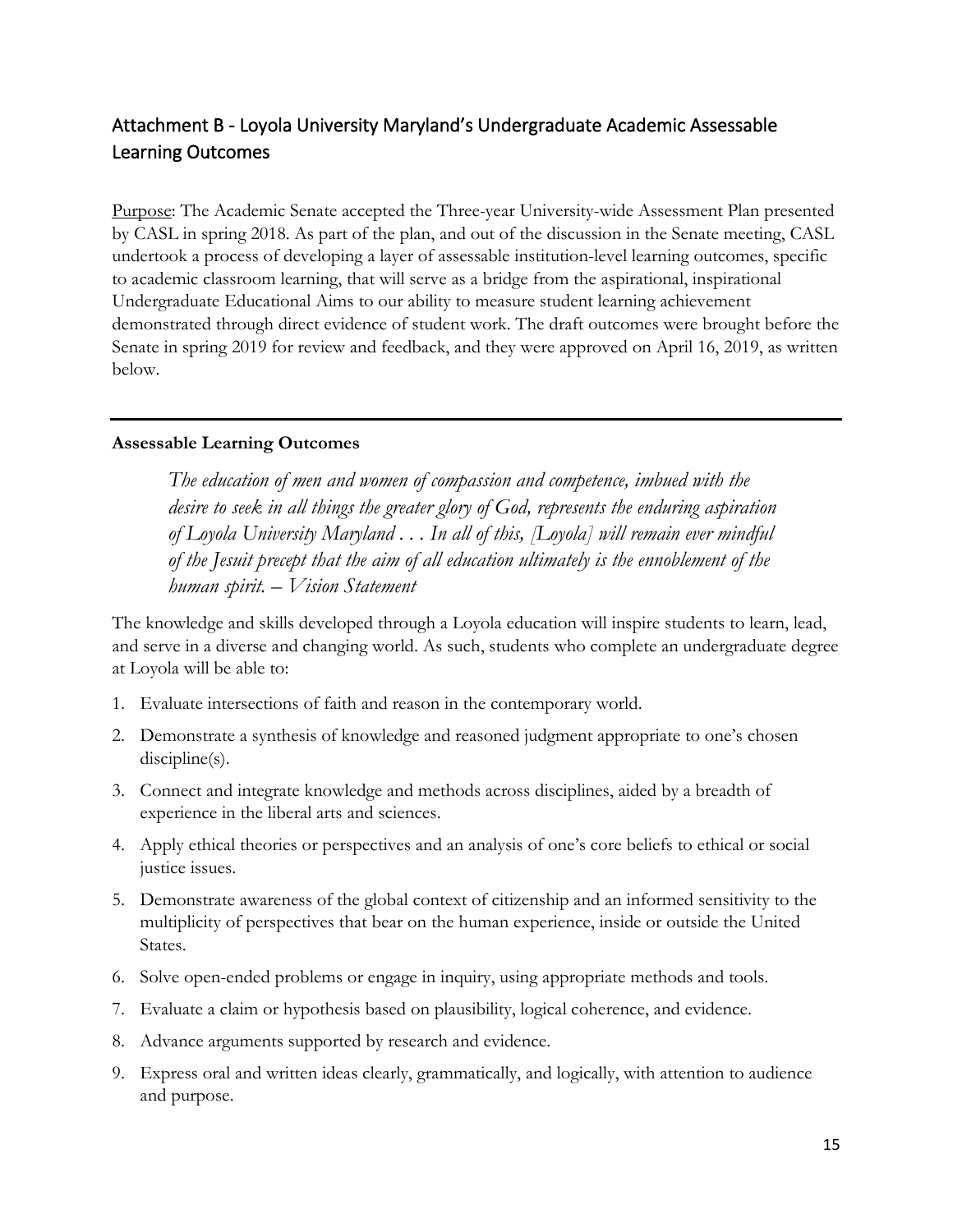## Attachment B - Loyola University Maryland's Undergraduate Academic Assessable Learning Outcomes

Purpose: The Academic Senate accepted the Three-year University-wide Assessment Plan presented by CASL in spring 2018. As part of the plan, and out of the discussion in the Senate meeting, CASL undertook a process of developing a layer of assessable institution-level learning outcomes, specific to academic classroom learning, that will serve as a bridge from the aspirational, inspirational Undergraduate Educational Aims to our ability to measure student learning achievement demonstrated through direct evidence of student work. The draft outcomes were brought before the Senate in spring 2019 for review and feedback, and they were approved on April 16, 2019, as written below.

---

**Assessable Learning Outcomes**

> *The education of men and women of compassion and competence, imbued with the desire to seek in all things the greater glory of God, represents the enduring aspiration of Loyola University Maryland . . . In all of this, [Loyola] will remain ever mindful of the Jesuit precept that the aim of all education ultimately is the ennoblement of the human spirit. – Vision Statement*

The knowledge and skills developed through a Loyola education will inspire students to learn, lead, and serve in a diverse and changing world. As such, students who complete an undergraduate degree at Loyola will be able to:

1. Evaluate intersections of faith and reason in the contemporary world.
2. Demonstrate a synthesis of knowledge and reasoned judgment appropriate to one's chosen discipline(s).
3. Connect and integrate knowledge and methods across disciplines, aided by a breadth of experience in the liberal arts and sciences.
4. Apply ethical theories or perspectives and an analysis of one's core beliefs to ethical or social justice issues.
5. Demonstrate awareness of the global context of citizenship and an informed sensitivity to the multiplicity of perspectives that bear on the human experience, inside or outside the United States.
6. Solve open-ended problems or engage in inquiry, using appropriate methods and tools.
7. Evaluate a claim or hypothesis based on plausibility, logical coherence, and evidence.
8. Advance arguments supported by research and evidence.
9. Express oral and written ideas clearly, grammatically, and logically, with attention to audience and purpose.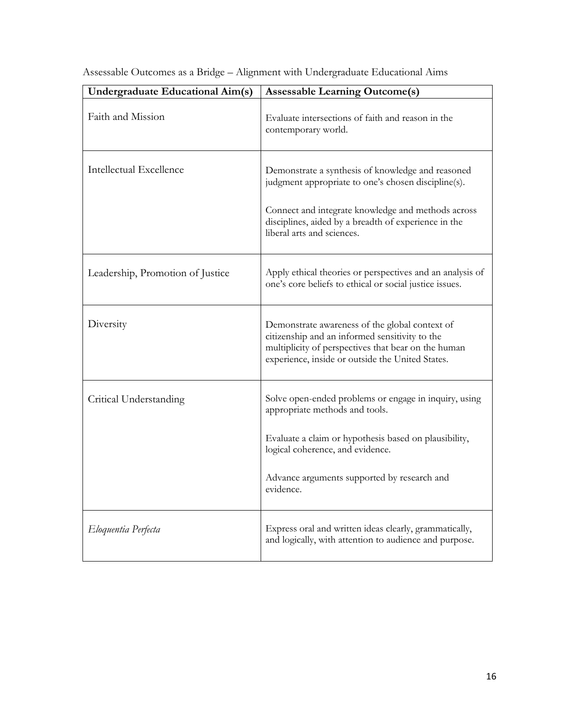Assessable Outcomes as a Bridge – Alignment with Undergraduate Educational Aims

| Undergraduate Educational Aim(s) | Assessable Learning Outcome(s) |
|---|---|
| Faith and Mission | Evaluate intersections of faith and reason in the contemporary world. |
| Intellectual Excellence | Demonstrate a synthesis of knowledge and reasoned judgment appropriate to one's chosen discipline(s).<br><br>Connect and integrate knowledge and methods across disciplines, aided by a breadth of experience in the liberal arts and sciences. |
| Leadership, Promotion of Justice | Apply ethical theories or perspectives and an analysis of one's core beliefs to ethical or social justice issues. |
| Diversity | Demonstrate awareness of the global context of citizenship and an informed sensitivity to the multiplicity of perspectives that bear on the human experience, inside or outside the United States. |
| Critical Understanding | Solve open-ended problems or engage in inquiry, using appropriate methods and tools.<br><br>Evaluate a claim or hypothesis based on plausibility, logical coherence, and evidence.<br><br>Advance arguments supported by research and evidence. |
| *Eloquentia Perfecta* | Express oral and written ideas clearly, grammatically, and logically, with attention to audience and purpose. |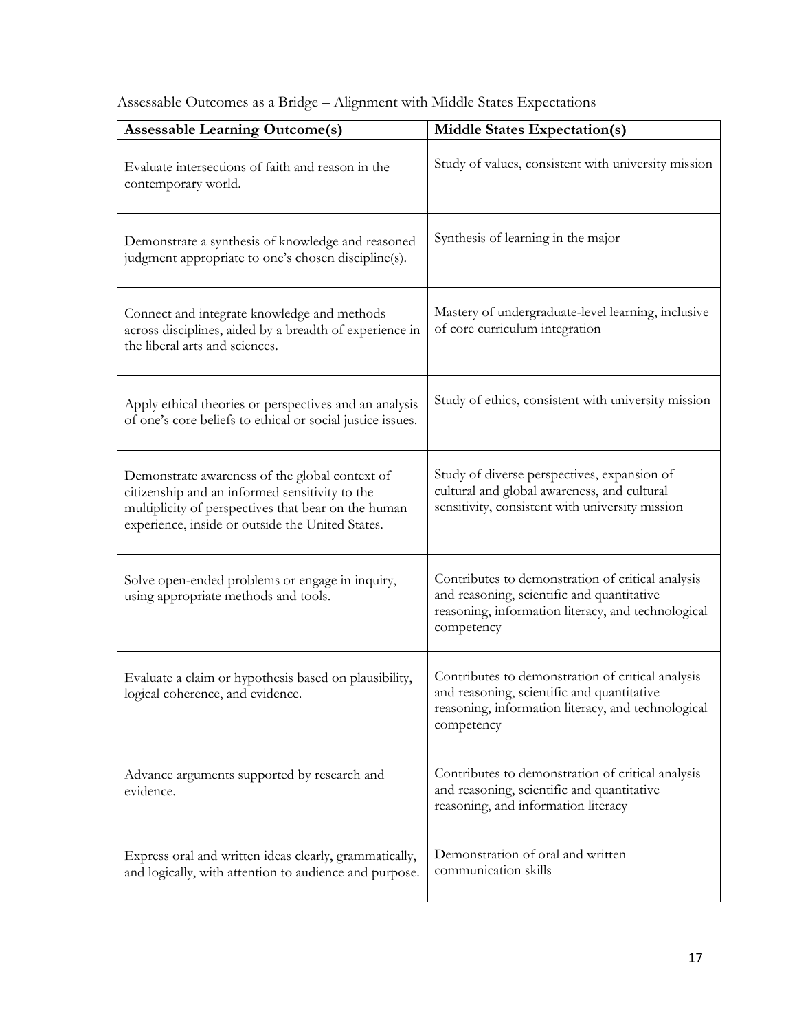Assessable Outcomes as a Bridge – Alignment with Middle States Expectations

| Assessable Learning Outcome(s) | Middle States Expectation(s) |
| --- | --- |
| Evaluate intersections of faith and reason in the contemporary world. | Study of values, consistent with university mission |
| Demonstrate a synthesis of knowledge and reasoned judgment appropriate to one's chosen discipline(s). | Synthesis of learning in the major |
| Connect and integrate knowledge and methods across disciplines, aided by a breadth of experience in the liberal arts and sciences. | Mastery of undergraduate-level learning, inclusive of core curriculum integration |
| Apply ethical theories or perspectives and an analysis of one's core beliefs to ethical or social justice issues. | Study of ethics, consistent with university mission |
| Demonstrate awareness of the global context of citizenship and an informed sensitivity to the multiplicity of perspectives that bear on the human experience, inside or outside the United States. | Study of diverse perspectives, expansion of cultural and global awareness, and cultural sensitivity, consistent with university mission |
| Solve open-ended problems or engage in inquiry, using appropriate methods and tools. | Contributes to demonstration of critical analysis and reasoning, scientific and quantitative reasoning, information literacy, and technological competency |
| Evaluate a claim or hypothesis based on plausibility, logical coherence, and evidence. | Contributes to demonstration of critical analysis and reasoning, scientific and quantitative reasoning, information literacy, and technological competency |
| Advance arguments supported by research and evidence. | Contributes to demonstration of critical analysis and reasoning, scientific and quantitative reasoning, and information literacy |
| Express oral and written ideas clearly, grammatically, and logically, with attention to audience and purpose. | Demonstration of oral and written communication skills |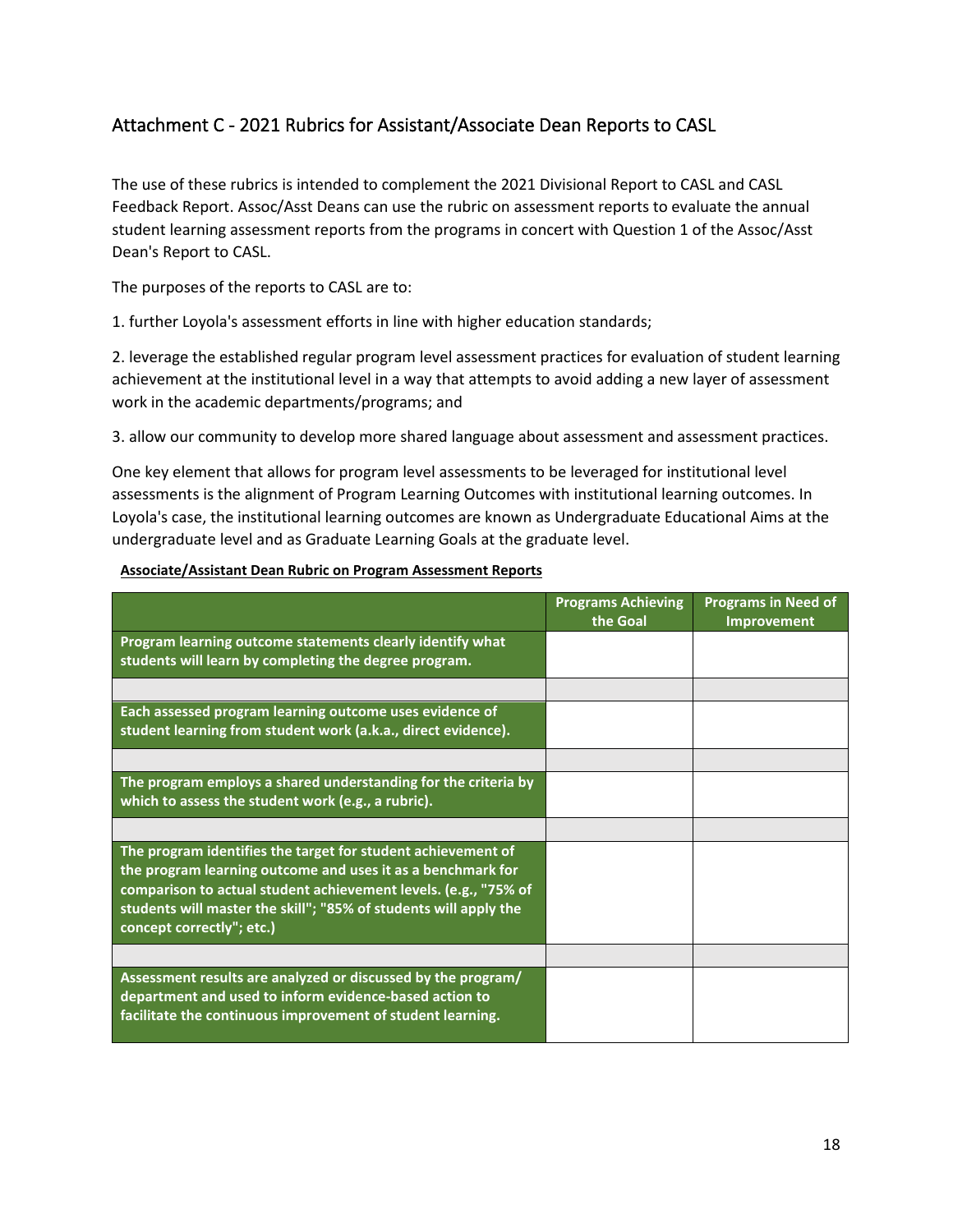## Attachment C - 2021 Rubrics for Assistant/Associate Dean Reports to CASL

The use of these rubrics is intended to complement the 2021 Divisional Report to CASL and CASL Feedback Report. Assoc/Asst Deans can use the rubric on assessment reports to evaluate the annual student learning assessment reports from the programs in concert with Question 1 of the Assoc/Asst Dean's Report to CASL.

The purposes of the reports to CASL are to:

1. further Loyola's assessment efforts in line with higher education standards;

2. leverage the established regular program level assessment practices for evaluation of student learning achievement at the institutional level in a way that attempts to avoid adding a new layer of assessment work in the academic departments/programs; and

3. allow our community to develop more shared language about assessment and assessment practices.

One key element that allows for program level assessments to be leveraged for institutional level assessments is the alignment of Program Learning Outcomes with institutional learning outcomes. In Loyola's case, the institutional learning outcomes are known as Undergraduate Educational Aims at the undergraduate level and as Graduate Learning Goals at the graduate level.

**Associate/Assistant Dean Rubric on Program Assessment Reports**

| | Programs Achieving the Goal | Programs in Need of Improvement |
|---|---|---|
| **Program learning outcome statements clearly identify what students will learn by completing the degree program.** | | |
| | | |
| **Each assessed program learning outcome uses evidence of student learning from student work (a.k.a., direct evidence).** | | |
| | | |
| **The program employs a shared understanding for the criteria by which to assess the student work (e.g., a rubric).** | | |
| | | |
| **The program identifies the target for student achievement of the program learning outcome and uses it as a benchmark for comparison to actual student achievement levels. (e.g., "75% of students will master the skill"; "85% of students will apply the concept correctly"; etc.)** | | |
| | | |
| **Assessment results are analyzed or discussed by the program/ department and used to inform evidence-based action to facilitate the continuous improvement of student learning.** | | |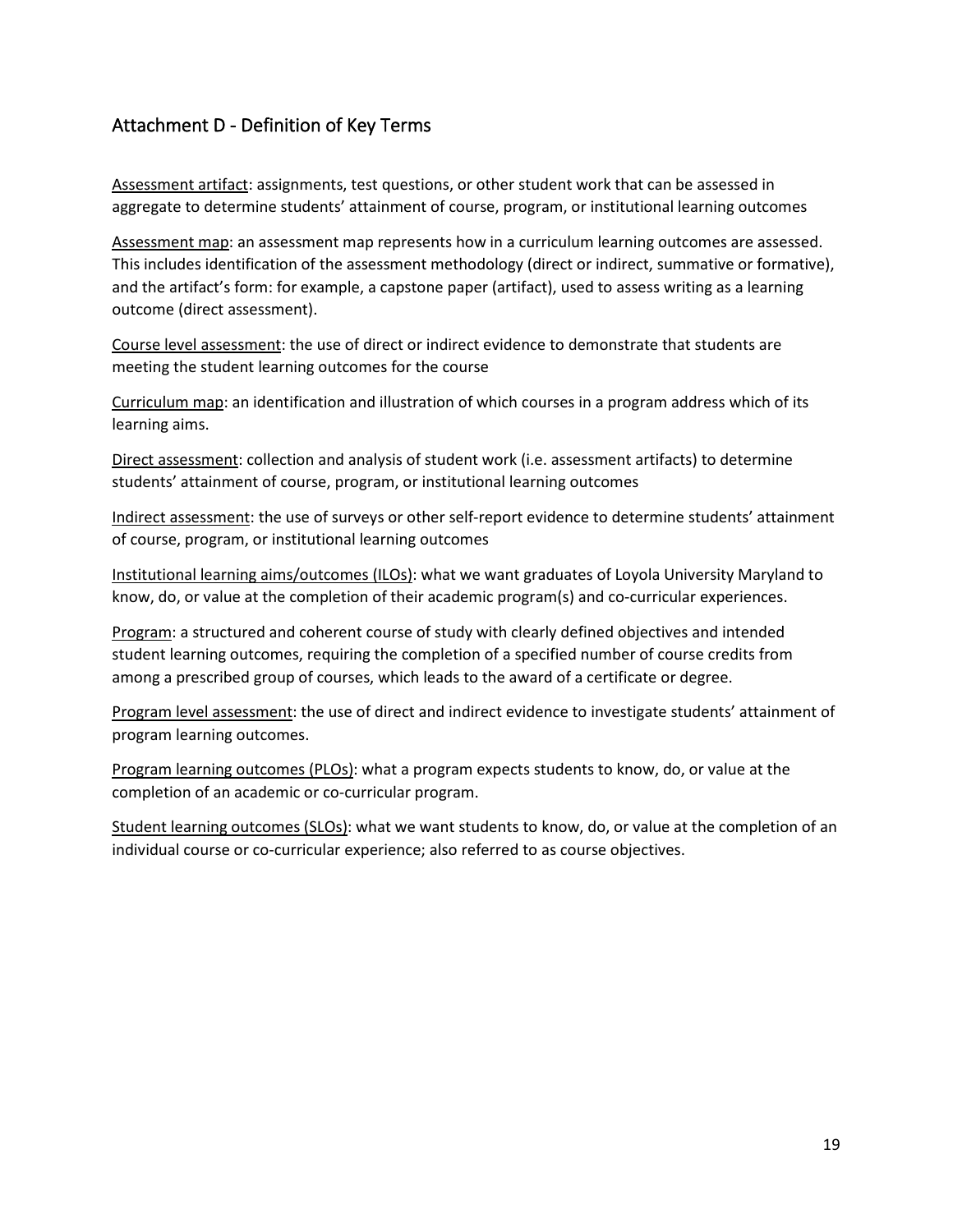## Attachment D - Definition of Key Terms

<u>Assessment artifact</u>: assignments, test questions, or other student work that can be assessed in aggregate to determine students' attainment of course, program, or institutional learning outcomes

<u>Assessment map</u>: an assessment map represents how in a curriculum learning outcomes are assessed. This includes identification of the assessment methodology (direct or indirect, summative or formative), and the artifact's form: for example, a capstone paper (artifact), used to assess writing as a learning outcome (direct assessment).

<u>Course level assessment</u>: the use of direct or indirect evidence to demonstrate that students are meeting the student learning outcomes for the course

<u>Curriculum map</u>: an identification and illustration of which courses in a program address which of its learning aims.

<u>Direct assessment</u>: collection and analysis of student work (i.e. assessment artifacts) to determine students' attainment of course, program, or institutional learning outcomes

<u>Indirect assessment</u>: the use of surveys or other self-report evidence to determine students' attainment of course, program, or institutional learning outcomes

<u>Institutional learning aims/outcomes (ILOs)</u>: what we want graduates of Loyola University Maryland to know, do, or value at the completion of their academic program(s) and co-curricular experiences.

<u>Program</u>: a structured and coherent course of study with clearly defined objectives and intended student learning outcomes, requiring the completion of a specified number of course credits from among a prescribed group of courses, which leads to the award of a certificate or degree.

<u>Program level assessment</u>: the use of direct and indirect evidence to investigate students' attainment of program learning outcomes.

<u>Program learning outcomes (PLOs)</u>: what a program expects students to know, do, or value at the completion of an academic or co-curricular program.

<u>Student learning outcomes (SLOs)</u>: what we want students to know, do, or value at the completion of an individual course or co-curricular experience; also referred to as course objectives.